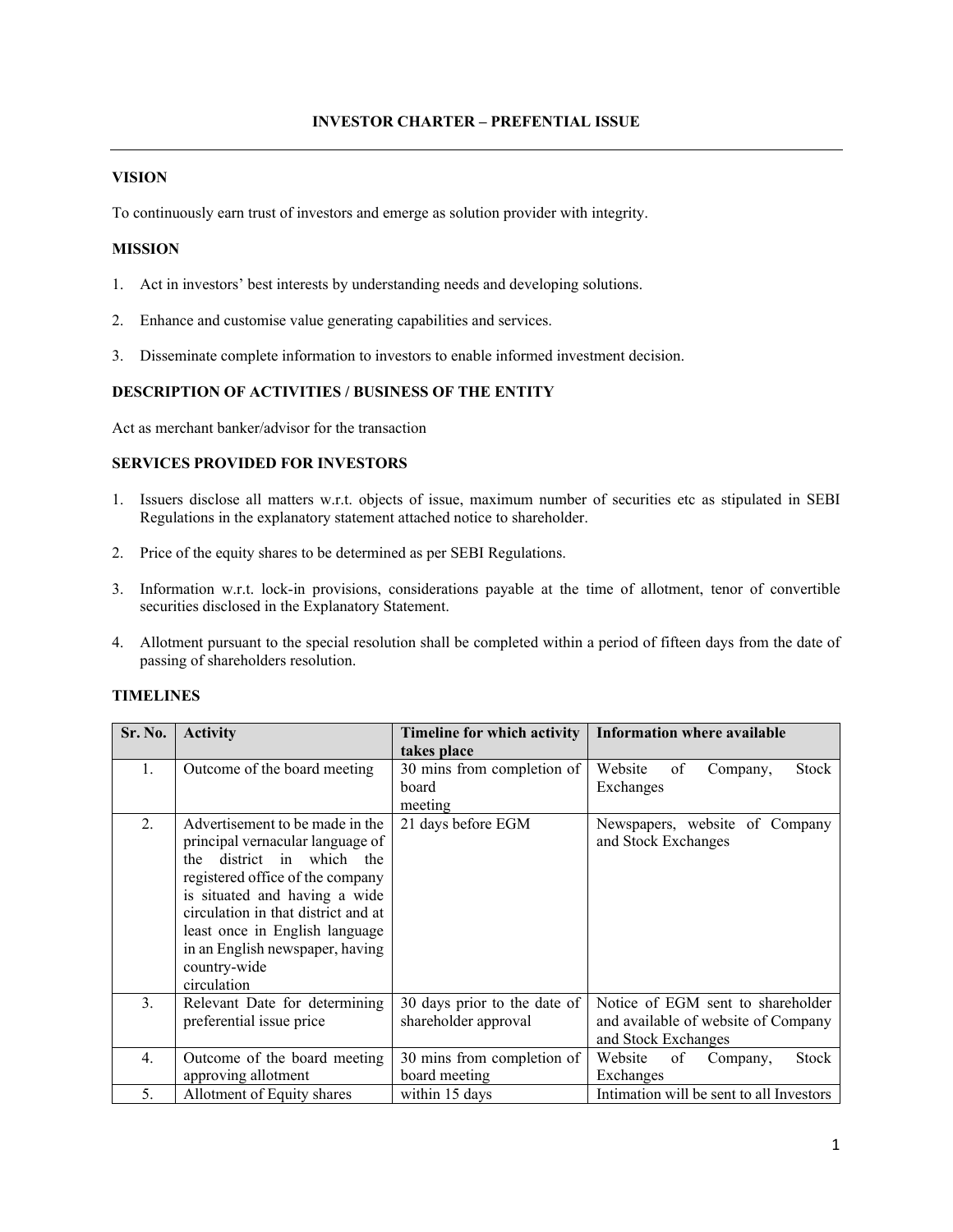# INVESTOR CHARTER – PREFENTIAL ISSUE

## VISION

To continuously earn trust of investors and emerge as solution provider with integrity.

## MISSION

1. Act in investors' best interests by understanding needs and developing solutions.
2. Enhance and customise value generating capabilities and services.
3. Disseminate complete information to investors to enable informed investment decision.

## DESCRIPTION OF ACTIVITIES / BUSINESS OF THE ENTITY

Act as merchant banker/advisor for the transaction

## SERVICES PROVIDED FOR INVESTORS

1. Issuers disclose all matters w.r.t. objects of issue, maximum number of securities etc as stipulated in SEBI Regulations in the explanatory statement attached notice to shareholder.
2. Price of the equity shares to be determined as per SEBI Regulations.
3. Information w.r.t. lock-in provisions, considerations payable at the time of allotment, tenor of convertible securities disclosed in the Explanatory Statement.
4. Allotment pursuant to the special resolution shall be completed within a period of fifteen days from the date of passing of shareholders resolution.

## TIMELINES

| Sr. No. | Activity | Timeline for which activity takes place | Information where available |
|---|---|---|---|
| 1. | Outcome of the board meeting | 30 mins from completion of board meeting | Website of Company, Stock Exchanges |
| 2. | Advertisement to be made in the principal vernacular language of the district in which the registered office of the company is situated and having a wide circulation in that district and at least once in English language in an English newspaper, having country-wide circulation | 21 days before EGM | Newspapers, website of Company and Stock Exchanges |
| 3. | Relevant Date for determining preferential issue price | 30 days prior to the date of shareholder approval | Notice of EGM sent to shareholder and available of website of Company and Stock Exchanges |
| 4. | Outcome of the board meeting approving allotment | 30 mins from completion of board meeting | Website of Company, Stock Exchanges |
| 5. | Allotment of Equity shares | within 15 days | Intimation will be sent to all Investors |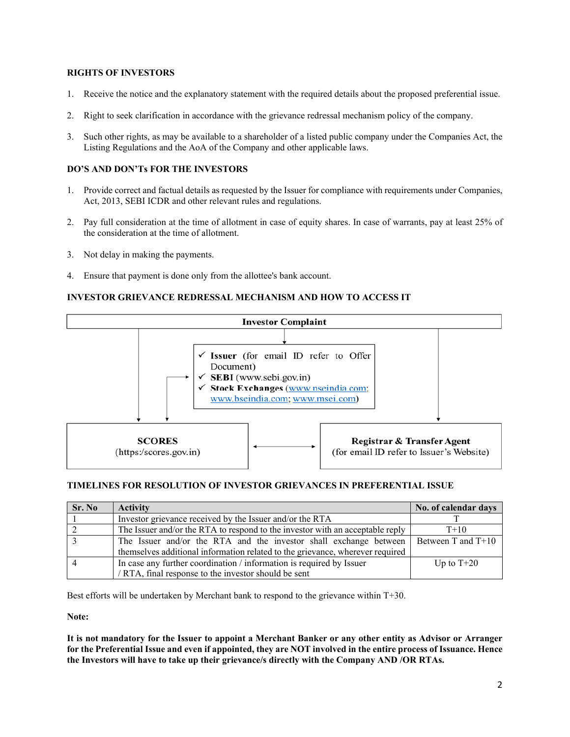**RIGHTS OF INVESTORS**

1. Receive the notice and the explanatory statement with the required details about the proposed preferential issue.
2. Right to seek clarification in accordance with the grievance redressal mechanism policy of the company.
3. Such other rights, as may be available to a shareholder of a listed public company under the Companies Act, the Listing Regulations and the AoA of the Company and other applicable laws.

**DO'S AND DON'Ts FOR THE INVESTORS**

1. Provide correct and factual details as requested by the Issuer for compliance with requirements under Companies, Act, 2013, SEBI ICDR and other relevant rules and regulations.
2. Pay full consideration at the time of allotment in case of equity shares. In case of warrants, pay at least 25% of the consideration at the time of allotment.
3. Not delay in making the payments.
4. Ensure that payment is done only from the allottee's bank account.

**INVESTOR GRIEVANCE REDRESSAL MECHANISM AND HOW TO ACCESS IT**

**Investor Complaint**

- ✓ **Issuer** (for email ID refer to Offer Document)
- ✓ **SEBI** (www.sebi.gov.in)
- ✓ **Stock Exchanges** (www.nseindia.com; www.bseindia.com; www.msei.com)

**SCORES** (https:/scores.gov.in) ↔ **Registrar & Transfer Agent** (for email ID refer to Issuer's Website)

**TIMELINES FOR RESOLUTION OF INVESTOR GRIEVANCES IN PREFERENTIAL ISSUE**

| Sr. No | Activity | No. of calendar days |
|---|---|---|
| 1 | Investor grievance received by the Issuer and/or the RTA | T |
| 2 | The Issuer and/or the RTA to respond to the investor with an acceptable reply | T+10 |
| 3 | The Issuer and/or the RTA and the investor shall exchange between themselves additional information related to the grievance, wherever required | Between T and T+10 |
| 4 | In case any further coordination / information is required by Issuer / RTA, final response to the investor should be sent | Up to T+20 |

Best efforts will be undertaken by Merchant bank to respond to the grievance within T+30.

**Note:**

**It is not mandatory for the Issuer to appoint a Merchant Banker or any other entity as Advisor or Arranger for the Preferential Issue and even if appointed, they are NOT involved in the entire process of Issuance. Hence the Investors will have to take up their grievance/s directly with the Company AND /OR RTAs.**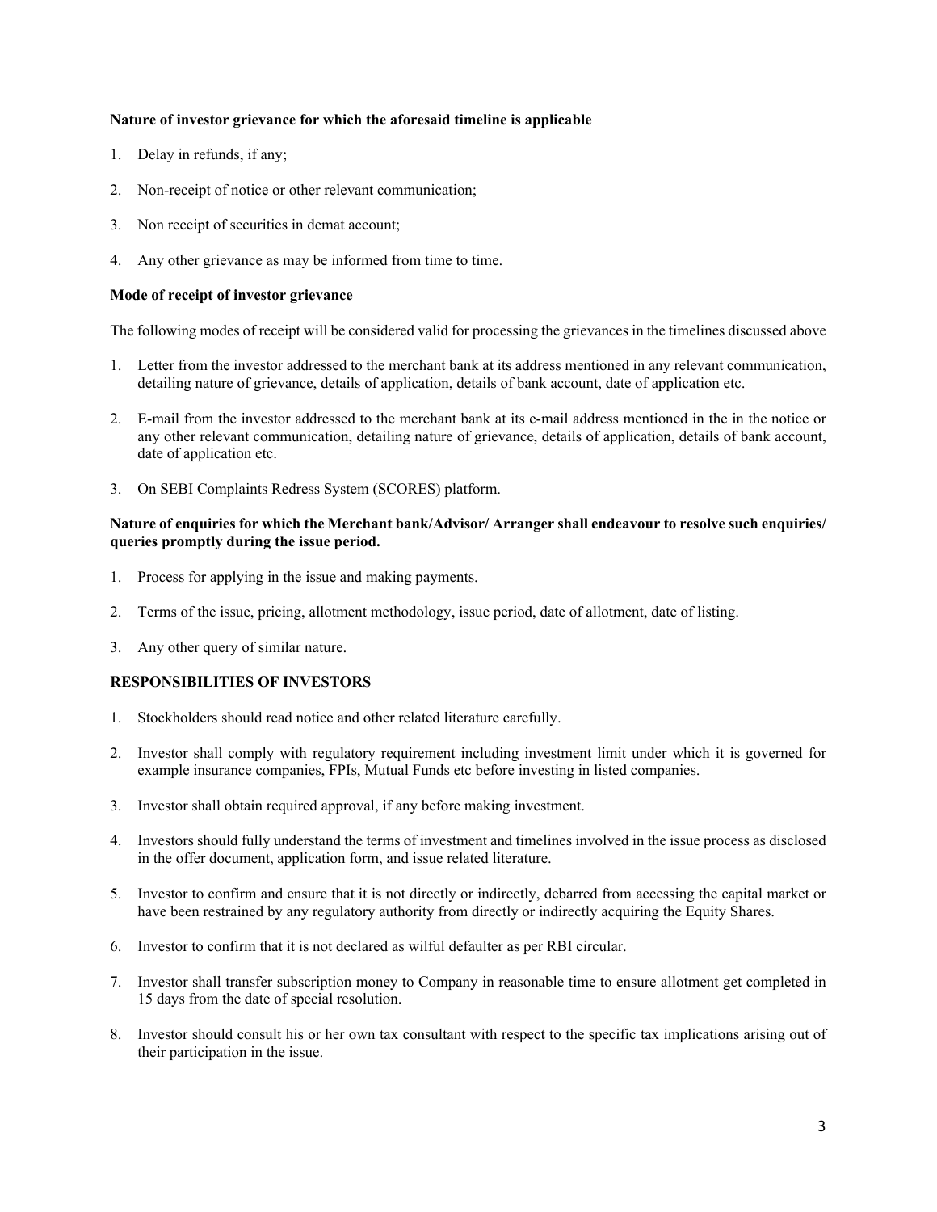**Nature of investor grievance for which the aforesaid timeline is applicable**

1. Delay in refunds, if any;
2. Non-receipt of notice or other relevant communication;
3. Non receipt of securities in demat account;
4. Any other grievance as may be informed from time to time.

**Mode of receipt of investor grievance**

The following modes of receipt will be considered valid for processing the grievances in the timelines discussed above

1. Letter from the investor addressed to the merchant bank at its address mentioned in any relevant communication, detailing nature of grievance, details of application, details of bank account, date of application etc.
2. E-mail from the investor addressed to the merchant bank at its e-mail address mentioned in the in the notice or any other relevant communication, detailing nature of grievance, details of application, details of bank account, date of application etc.
3. On SEBI Complaints Redress System (SCORES) platform.

**Nature of enquiries for which the Merchant bank/Advisor/ Arranger shall endeavour to resolve such enquiries/ queries promptly during the issue period.**

1. Process for applying in the issue and making payments.
2. Terms of the issue, pricing, allotment methodology, issue period, date of allotment, date of listing.
3. Any other query of similar nature.

**RESPONSIBILITIES OF INVESTORS**

1. Stockholders should read notice and other related literature carefully.
2. Investor shall comply with regulatory requirement including investment limit under which it is governed for example insurance companies, FPIs, Mutual Funds etc before investing in listed companies.
3. Investor shall obtain required approval, if any before making investment.
4. Investors should fully understand the terms of investment and timelines involved in the issue process as disclosed in the offer document, application form, and issue related literature.
5. Investor to confirm and ensure that it is not directly or indirectly, debarred from accessing the capital market or have been restrained by any regulatory authority from directly or indirectly acquiring the Equity Shares.
6. Investor to confirm that it is not declared as wilful defaulter as per RBI circular.
7. Investor shall transfer subscription money to Company in reasonable time to ensure allotment get completed in 15 days from the date of special resolution.
8. Investor should consult his or her own tax consultant with respect to the specific tax implications arising out of their participation in the issue.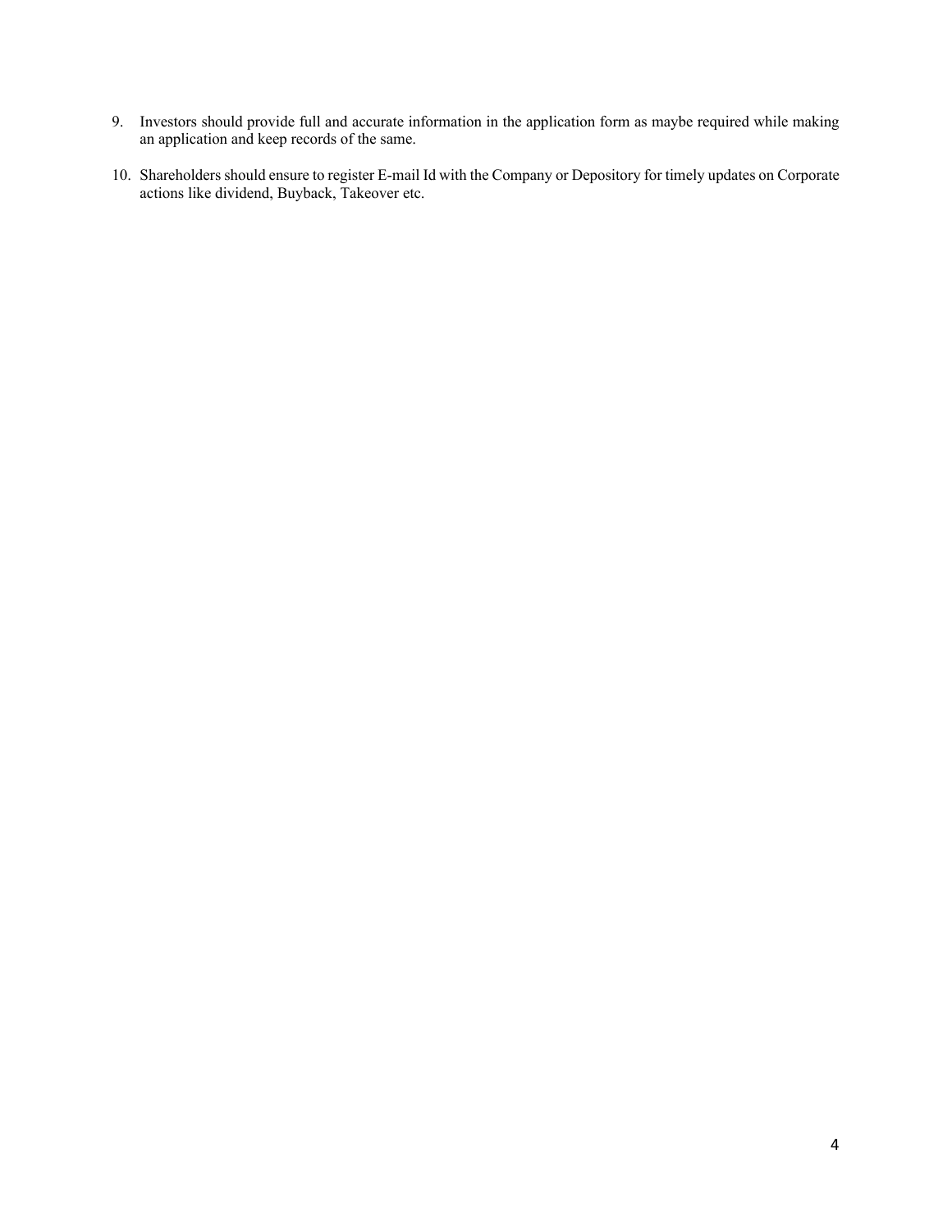9. Investors should provide full and accurate information in the application form as maybe required while making an application and keep records of the same.

10. Shareholders should ensure to register E-mail Id with the Company or Depository for timely updates on Corporate actions like dividend, Buyback, Takeover etc.